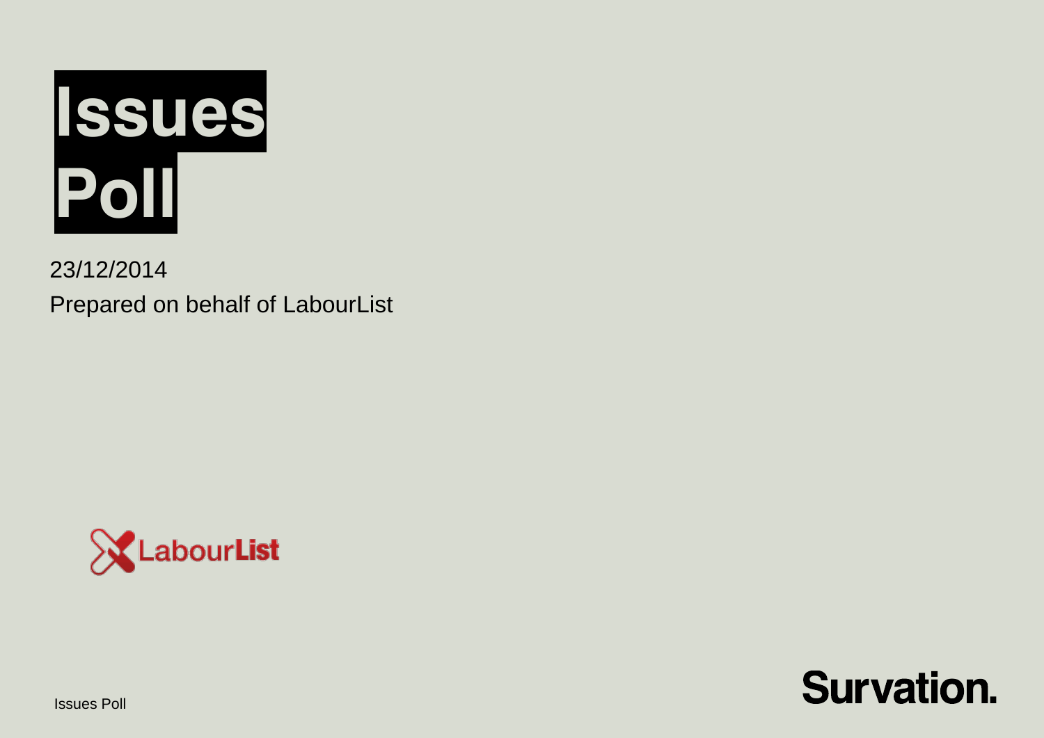# Issues Poll

23/12/2014

Prepared on behalf of LabourList

LabourList

Survation.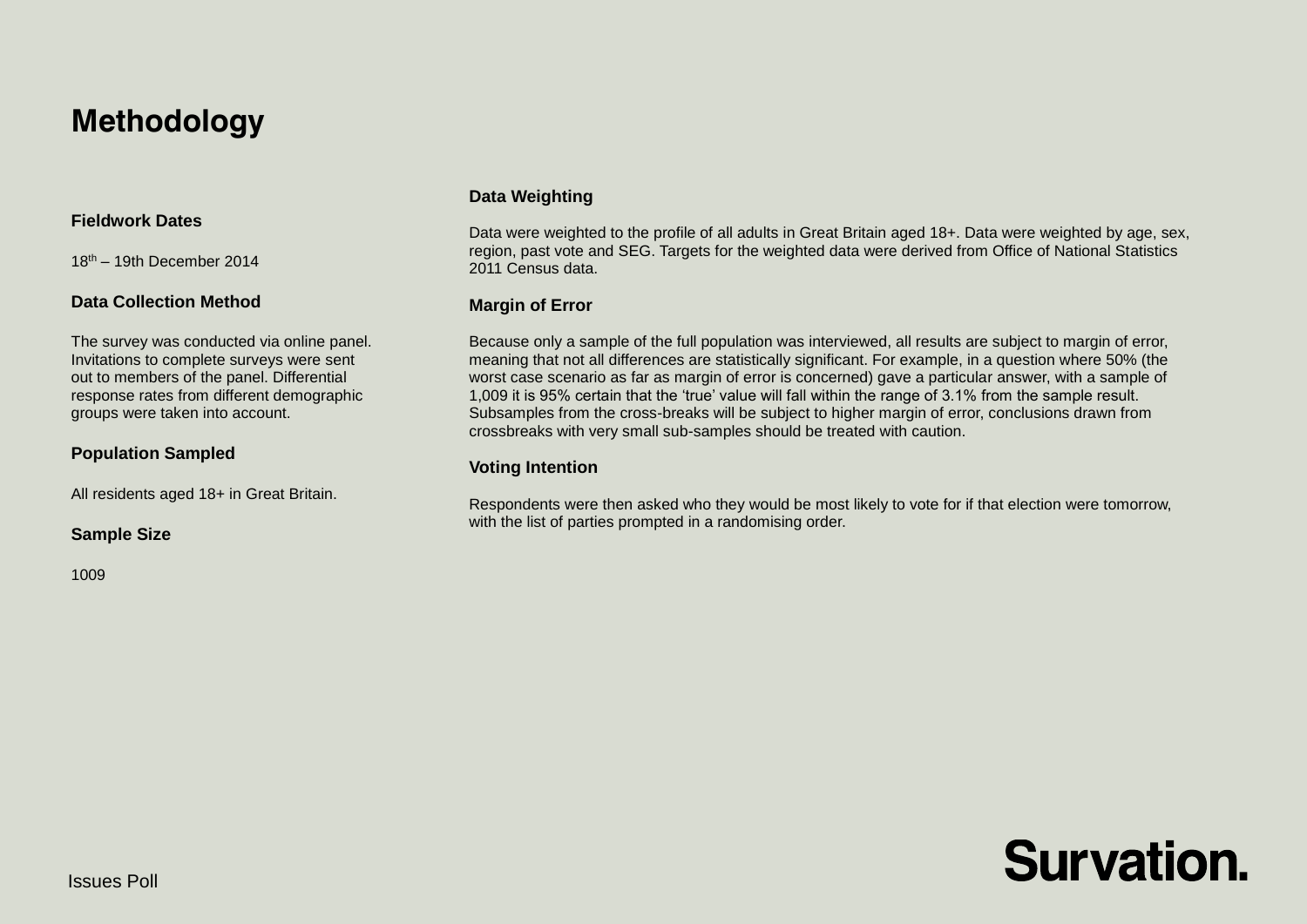# Methodology

### Fieldwork Dates

18th – 19th December 2014

### Data Collection Method

The survey was conducted via online panel. Invitations to complete surveys were sent out to members of the panel. Differential response rates from different demographic groups were taken into account.

### Population Sampled

All residents aged 18+ in Great Britain.

### Sample Size

1009

### Data Weighting

Data were weighted to the profile of all adults in Great Britain aged 18+. Data were weighted by age, sex, region, past vote and SEG. Targets for the weighted data were derived from Office of National Statistics 2011 Census data.

### Margin of Error

Because only a sample of the full population was interviewed, all results are subject to margin of error, meaning that not all differences are statistically significant. For example, in a question where 50% (the worst case scenario as far as margin of error is concerned) gave a particular answer, with a sample of 1,009 it is 95% certain that the 'true' value will fall within the range of 3.1% from the sample result. Subsamples from the cross-breaks will be subject to higher margin of error, conclusions drawn from crossbreaks with very small sub-samples should be treated with caution.

### Voting Intention

Respondents were then asked who they would be most likely to vote for if that election were tomorrow, with the list of parties prompted in a randomising order.

Issues Poll

Survation.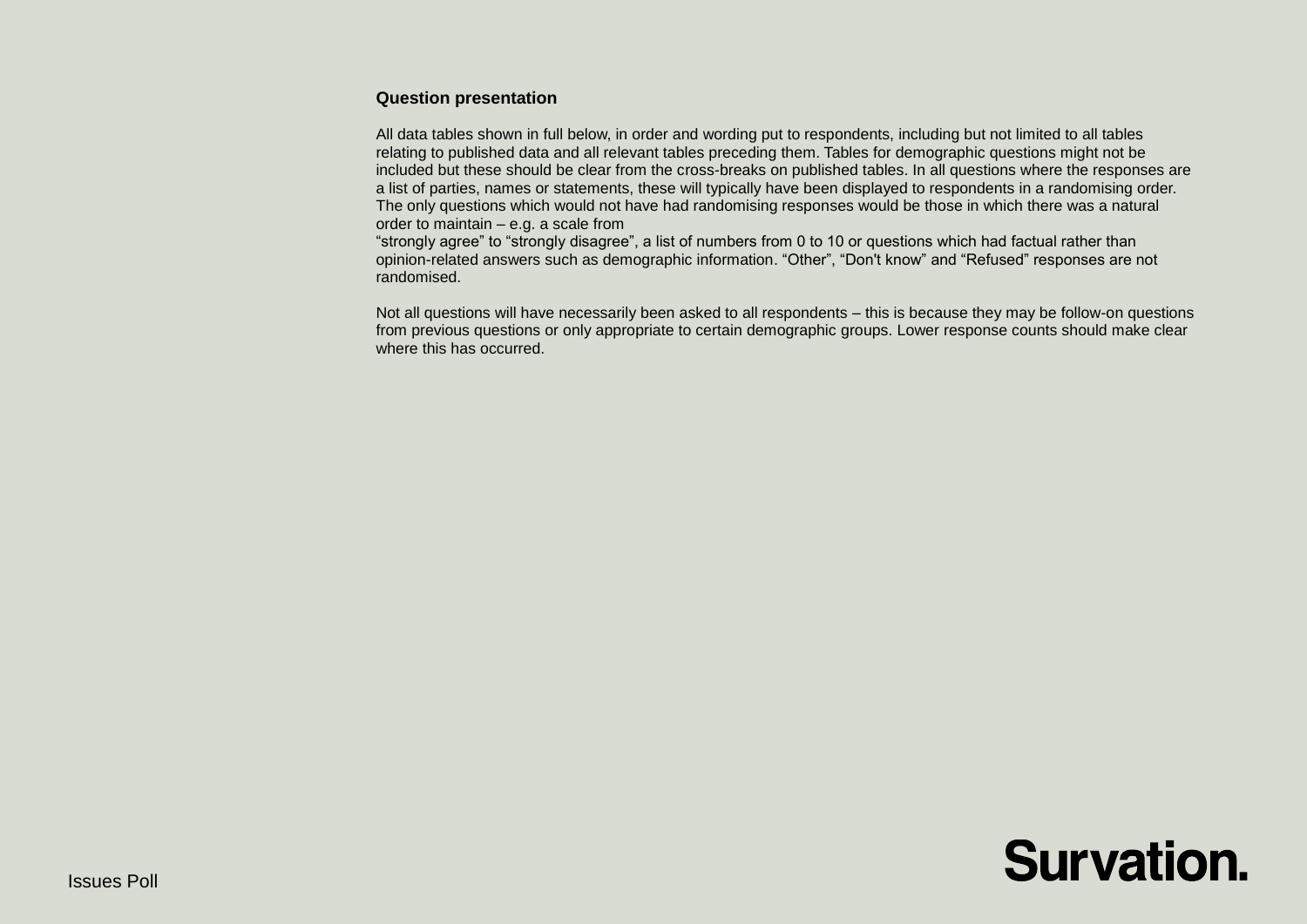## Question presentation

All data tables shown in full below, in order and wording put to respondents, including but not limited to all tables relating to published data and all relevant tables preceding them. Tables for demographic questions might not be included but these should be clear from the cross-breaks on published tables. In all questions where the responses are a list of parties, names or statements, these will typically have been displayed to respondents in a randomising order. The only questions which would not have had randomising responses would be those in which there was a natural order to maintain – e.g. a scale from
“strongly agree” to “strongly disagree”, a list of numbers from 0 to 10 or questions which had factual rather than opinion-related answers such as demographic information. “Other”, “Don't know” and “Refused” responses are not randomised.

Not all questions will have necessarily been asked to all respondents – this is because they may be follow-on questions from previous questions or only appropriate to certain demographic groups. Lower response counts should make clear where this has occurred.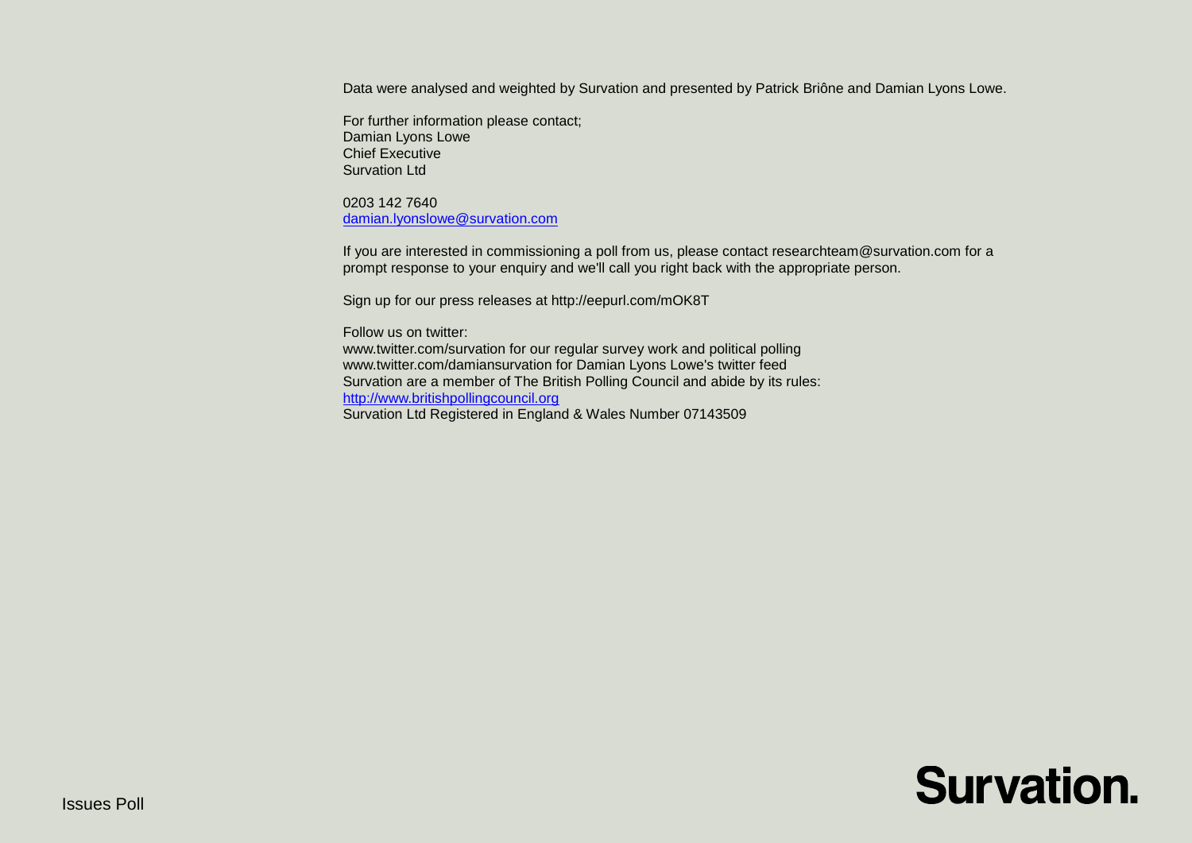Data were analysed and weighted by Survation and presented by Patrick Briône and Damian Lyons Lowe.

For further information please contact;
Damian Lyons Lowe
Chief Executive
Survation Ltd

0203 142 7640
damian.lyonslowe@survation.com

If you are interested in commissioning a poll from us, please contact researchteam@survation.com for a prompt response to your enquiry and we'll call you right back with the appropriate person.

Sign up for our press releases at http://eepurl.com/mOK8T

Follow us on twitter:
www.twitter.com/survation for our regular survey work and political polling
www.twitter.com/damiansurvation for Damian Lyons Lowe's twitter feed
Survation are a member of The British Polling Council and abide by its rules:
http://www.britishpollingcouncil.org
Survation Ltd Registered in England & Wales Number 07143509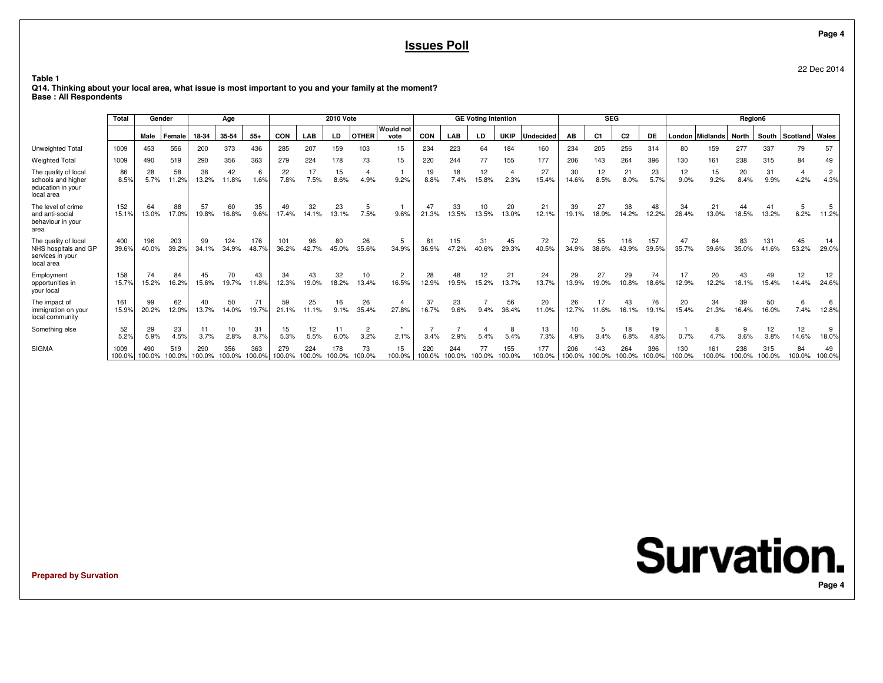# Issues Poll

22 Dec 2014

**Table 1**
**Q14. Thinking about your local area, what issue is most important to you and your family at the moment?**
**Base : All Respondents**

| | Total | Gender | | Age | | | 2010 Vote | | | | | GE Voting Intention | | | | | SEG | | | | Region6 | | | | | |
|---|---|---|---|---|---|---|---|---|---|---|---|---|---|---|---|---|---|---|---|---|---|---|---|---|---|---|
| | | Male | Female | 18-34 | 35-54 | 55+ | CON | LAB | LD | OTHER | Would not vote | CON | LAB | LD | UKIP | Undecided | AB | C1 | C2 | DE | London | Midlands | North | South | Scotland | Wales |
| Unweighted Total | 1009 | 453 | 556 | 200 | 373 | 436 | 285 | 207 | 159 | 103 | 15 | 234 | 223 | 64 | 184 | 160 | 234 | 205 | 256 | 314 | 80 | 159 | 277 | 337 | 79 | 57 |
| Weighted Total | 1009 | 490 | 519 | 290 | 356 | 363 | 279 | 224 | 178 | 73 | 15 | 220 | 244 | 77 | 155 | 177 | 206 | 143 | 264 | 396 | 130 | 161 | 238 | 315 | 84 | 49 |
| The quality of local schools and higher education in your local area | 86 | 28 | 58 | 38 | 42 | 6 | 22 | 17 | 15 | 4 | 1 | 19 | 18 | 12 | 4 | 27 | 30 | 12 | 21 | 23 | 12 | 15 | 20 | 31 | 4 | 2 |
| | 8.5% | 5.7% | 11.2% | 13.2% | 11.8% | 1.6% | 7.8% | 7.5% | 8.6% | 4.9% | 9.2% | 8.8% | 7.4% | 15.8% | 2.3% | 15.4% | 14.6% | 8.5% | 8.0% | 5.7% | 9.0% | 9.2% | 8.4% | 9.9% | 4.2% | 4.3% |
| The level of crime and anti-social behaviour in your area | 152 | 64 | 88 | 57 | 60 | 35 | 49 | 32 | 23 | 5 | 1 | 47 | 33 | 10 | 20 | 21 | 39 | 27 | 38 | 48 | 34 | 21 | 44 | 41 | 5 | 5 |
| | 15.1% | 13.0% | 17.0% | 19.8% | 16.8% | 9.6% | 17.4% | 14.1% | 13.1% | 7.5% | 9.6% | 21.3% | 13.5% | 13.5% | 13.0% | 12.1% | 19.1% | 18.9% | 14.2% | 12.2% | 26.4% | 13.0% | 18.5% | 13.2% | 6.2% | 11.2% |
| The quality of local NHS hospitals and GP services in your local area | 400 | 196 | 203 | 99 | 124 | 176 | 101 | 96 | 80 | 26 | 5 | 81 | 115 | 31 | 45 | 72 | 72 | 55 | 116 | 157 | 47 | 64 | 83 | 131 | 45 | 14 |
| | 39.6% | 40.0% | 39.2% | 34.1% | 34.9% | 48.7% | 36.2% | 42.7% | 45.0% | 35.6% | 34.9% | 36.9% | 47.2% | 40.6% | 29.3% | 40.5% | 34.9% | 38.6% | 43.9% | 39.5% | 35.7% | 39.6% | 35.0% | 41.6% | 53.2% | 29.0% |
| Employment opportunities in your local | 158 | 74 | 84 | 45 | 70 | 43 | 34 | 43 | 32 | 10 | 2 | 28 | 48 | 12 | 21 | 24 | 29 | 27 | 29 | 74 | 17 | 20 | 43 | 49 | 12 | 12 |
| | 15.7% | 15.2% | 16.2% | 15.6% | 19.7% | 11.8% | 12.3% | 19.0% | 18.2% | 13.4% | 16.5% | 12.9% | 19.5% | 15.2% | 13.7% | 13.7% | 13.9% | 19.0% | 10.8% | 18.6% | 12.9% | 12.2% | 18.1% | 15.4% | 14.4% | 24.6% |
| The impact of immigration on your local community | 161 | 99 | 62 | 40 | 50 | 71 | 59 | 25 | 16 | 26 | 4 | 37 | 23 | 7 | 56 | 20 | 26 | 17 | 43 | 76 | 20 | 34 | 39 | 50 | 6 | 6 |
| | 15.9% | 20.2% | 12.0% | 13.7% | 14.0% | 19.7% | 21.1% | 11.1% | 9.1% | 35.4% | 27.8% | 16.7% | 9.6% | 9.4% | 36.4% | 11.0% | 12.7% | 11.6% | 16.1% | 19.1% | 15.4% | 21.3% | 16.4% | 16.0% | 7.4% | 12.8% |
| Something else | 52 | 29 | 23 | 11 | 10 | 31 | 15 | 12 | 11 | 2 | * | 7 | 7 | 4 | 8 | 13 | 10 | 5 | 18 | 19 | 1 | 8 | 9 | 12 | 12 | 9 |
| | 5.2% | 5.9% | 4.5% | 3.7% | 2.8% | 8.7% | 5.3% | 5.5% | 6.0% | 3.2% | 2.1% | 3.4% | 2.9% | 5.4% | 5.4% | 7.3% | 4.9% | 3.4% | 6.8% | 4.8% | 0.7% | 4.7% | 3.6% | 3.8% | 14.6% | 18.0% |
| SIGMA | 1009 | 490 | 519 | 290 | 356 | 363 | 279 | 224 | 178 | 73 | 15 | 220 | 244 | 77 | 155 | 177 | 206 | 143 | 264 | 396 | 130 | 161 | 238 | 315 | 84 | 49 |
| | 100.0% | 100.0% | 100.0% | 100.0% | 100.0% | 100.0% | 100.0% | 100.0% | 100.0% | 100.0% | 100.0% | 100.0% | 100.0% | 100.0% | 100.0% | 100.0% | 100.0% | 100.0% | 100.0% | 100.0% | 100.0% | 100.0% | 100.0% | 100.0% | 100.0% | 100.0% |

Prepared by Survation

Survation.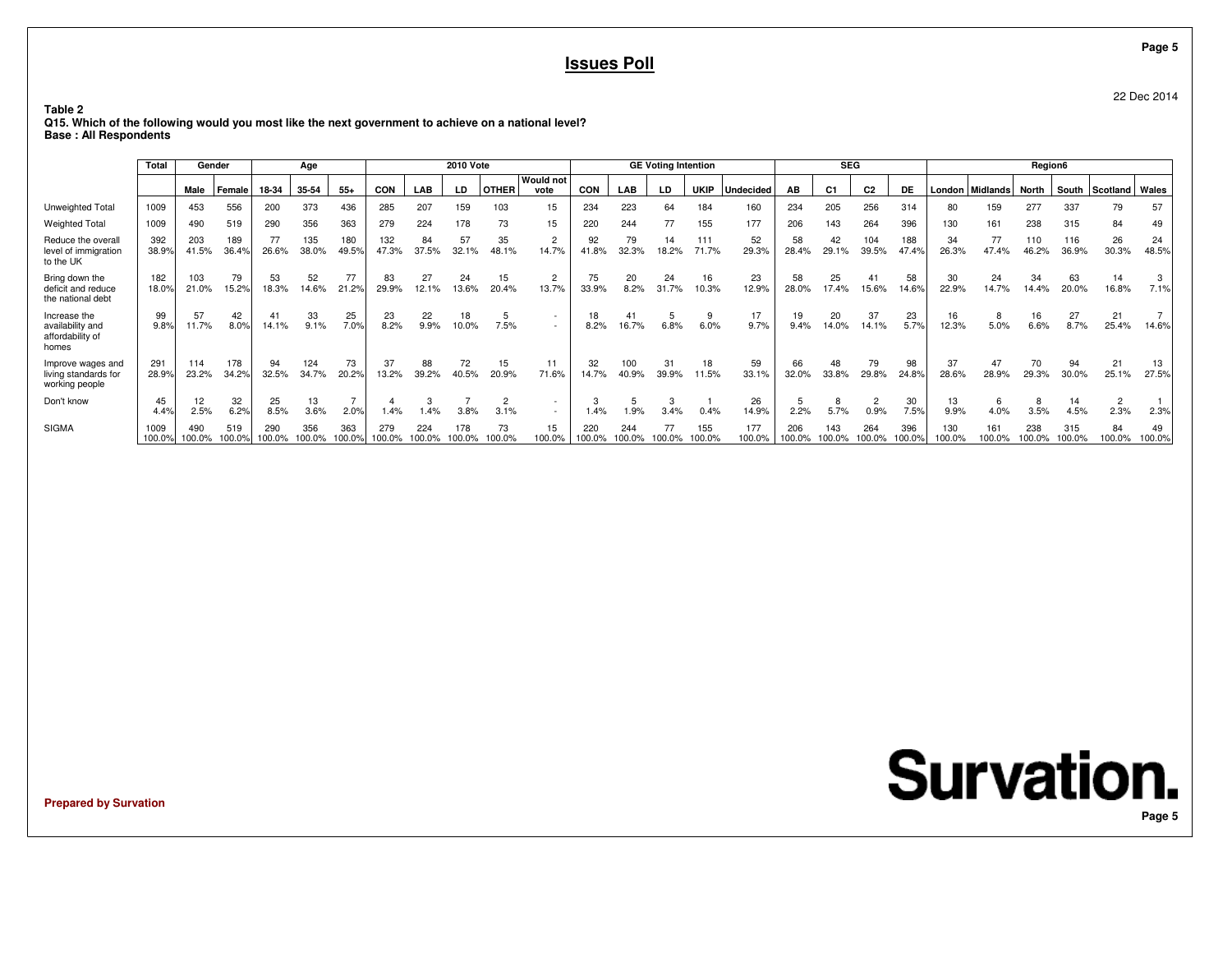# Issues Poll

22 Dec 2014

**Table 2**
**Q15. Which of the following would you most like the next government to achieve on a national level?**
**Base : All Respondents**

| | Total | Gender | | Age | | | 2010 Vote | | | | | GE Voting Intention | | | | | SEG | | | | Region6 | | | | | |
|---|---|---|---|---|---|---|---|---|---|---|---|---|---|---|---|---|---|---|---|---|---|---|---|---|---|---|
| | | Male | Female | 18-34 | 35-54 | 55+ | CON | LAB | LD | OTHER | Would not vote | CON | LAB | LD | UKIP | Undecided | AB | C1 | C2 | DE | London | Midlands | North | South | Scotland | Wales |
| Unweighted Total | 1009 | 453 | 556 | 200 | 373 | 436 | 285 | 207 | 159 | 103 | 15 | 234 | 223 | 64 | 184 | 160 | 234 | 205 | 256 | 314 | 80 | 159 | 277 | 337 | 79 | 57 |
| Weighted Total | 1009 | 490 | 519 | 290 | 356 | 363 | 279 | 224 | 178 | 73 | 15 | 220 | 244 | 77 | 155 | 177 | 206 | 143 | 264 | 396 | 130 | 161 | 238 | 315 | 84 | 49 |
| Reduce the overall level of immigration to the UK | 392<br>38.9% | 203<br>41.5% | 189<br>36.4% | 77<br>26.6% | 135<br>38.0% | 180<br>49.5% | 132<br>47.3% | 84<br>37.5% | 57<br>32.1% | 35<br>48.1% | 2<br>14.7% | 92<br>41.8% | 79<br>32.3% | 14<br>18.2% | 111<br>71.7% | 52<br>29.3% | 58<br>28.4% | 42<br>29.1% | 104<br>39.5% | 188<br>47.4% | 34<br>26.3% | 77<br>47.4% | 110<br>46.2% | 116<br>36.9% | 26<br>30.3% | 24<br>48.5% |
| Bring down the deficit and reduce the national debt | 182<br>18.0% | 103<br>21.0% | 79<br>15.2% | 53<br>18.3% | 52<br>14.6% | 77<br>21.2% | 83<br>29.9% | 27<br>12.1% | 24<br>13.6% | 15<br>20.4% | 2<br>13.7% | 75<br>33.9% | 20<br>8.2% | 24<br>31.7% | 16<br>10.3% | 23<br>12.9% | 58<br>28.0% | 25<br>17.4% | 41<br>15.6% | 58<br>14.6% | 30<br>22.9% | 24<br>14.7% | 34<br>14.4% | 63<br>20.0% | 14<br>16.8% | 3<br>7.1% |
| Increase the availability and affordability of homes | 99<br>9.8% | 57<br>11.7% | 42<br>8.0% | 41<br>14.1% | 33<br>9.1% | 25<br>7.0% | 23<br>8.2% | 22<br>9.9% | 18<br>10.0% | 5<br>7.5% | -<br>- | 18<br>8.2% | 41<br>16.7% | 5<br>6.8% | 9<br>6.0% | 17<br>9.7% | 19<br>9.4% | 20<br>14.0% | 37<br>14.1% | 23<br>5.7% | 16<br>12.3% | 8<br>5.0% | 16<br>6.6% | 27<br>8.7% | 21<br>25.4% | 7<br>14.6% |
| Improve wages and living standards for working people | 291<br>28.9% | 114<br>23.2% | 178<br>34.2% | 94<br>32.5% | 124<br>34.7% | 73<br>20.2% | 37<br>13.2% | 88<br>39.2% | 72<br>40.5% | 15<br>20.9% | 11<br>71.6% | 32<br>14.7% | 100<br>40.9% | 31<br>39.9% | 18<br>11.5% | 59<br>33.1% | 66<br>32.0% | 48<br>33.8% | 79<br>29.8% | 98<br>24.8% | 37<br>28.6% | 47<br>28.9% | 70<br>29.3% | 94<br>30.0% | 21<br>25.1% | 13<br>27.5% |
| Don't know | 45<br>4.4% | 12<br>2.5% | 32<br>6.2% | 25<br>8.5% | 13<br>3.6% | 7<br>2.0% | 4<br>1.4% | 3<br>1.4% | 7<br>3.8% | 2<br>3.1% | -<br>- | 3<br>1.4% | 5<br>1.9% | 3<br>3.4% | 1<br>0.4% | 26<br>14.9% | 5<br>2.2% | 8<br>5.7% | 2<br>0.9% | 30<br>7.5% | 13<br>9.9% | 6<br>4.0% | 8<br>3.5% | 14<br>4.5% | 2<br>2.3% | 1<br>2.3% |
| SIGMA | 1009<br>100.0% | 490<br>100.0% | 519<br>100.0% | 290<br>100.0% | 356<br>100.0% | 363<br>100.0% | 279<br>100.0% | 224<br>100.0% | 178<br>100.0% | 73<br>100.0% | 15<br>100.0% | 220<br>100.0% | 244<br>100.0% | 77<br>100.0% | 155<br>100.0% | 177<br>100.0% | 206<br>100.0% | 143<br>100.0% | 264<br>100.0% | 396<br>100.0% | 130<br>100.0% | 161<br>100.0% | 238<br>100.0% | 315<br>100.0% | 84<br>100.0% | 49<br>100.0% |

**Prepared by Survation**

**Survation.**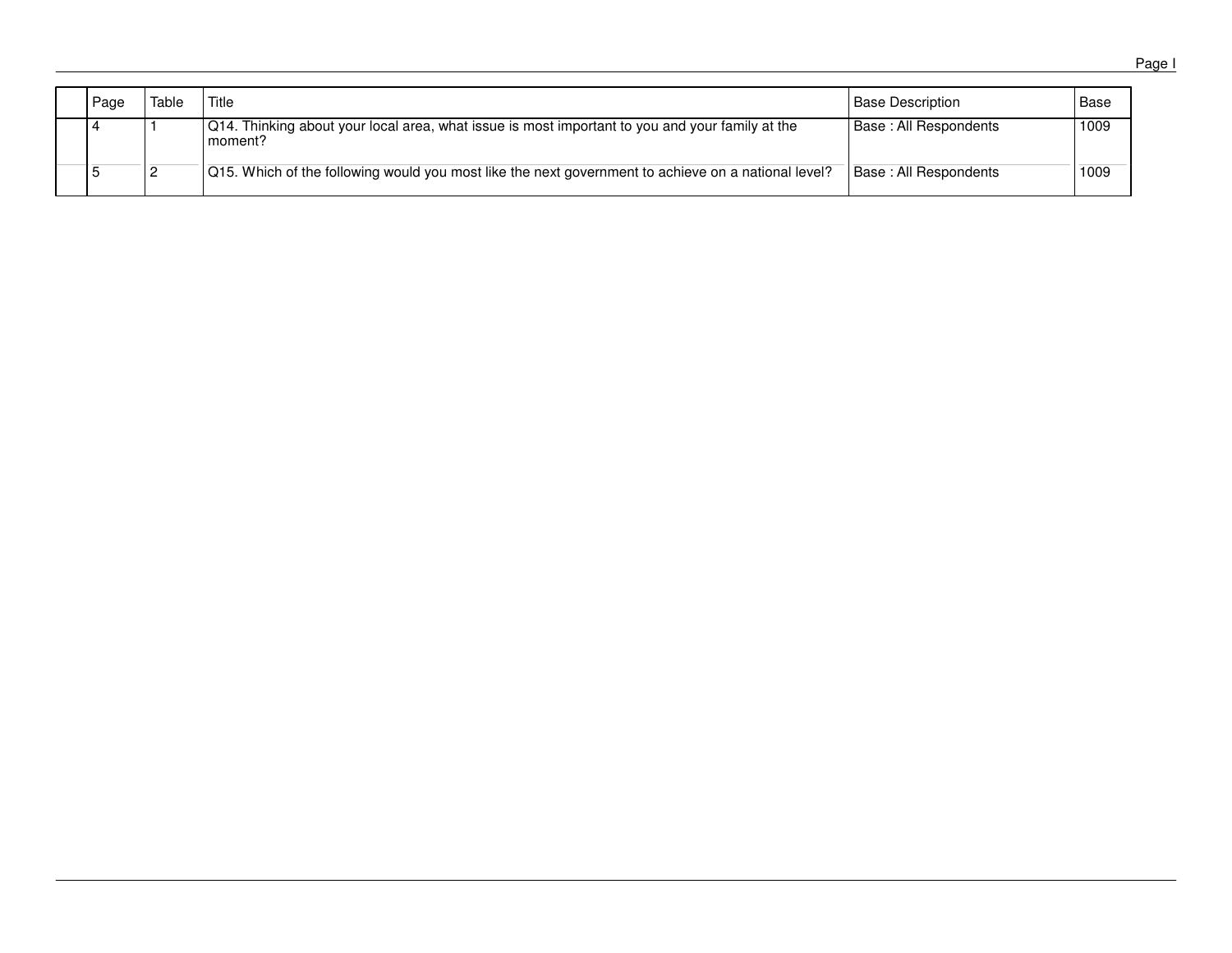| | Page | Table | Title | Base Description | Base |
|---|---|---|---|---|---|
| | 4 | 1 | Q14. Thinking about your local area, what issue is most important to you and your family at the moment? | Base : All Respondents | 1009 |
| | 5 | 2 | Q15. Which of the following would you most like the next government to achieve on a national level? | Base : All Respondents | 1009 |